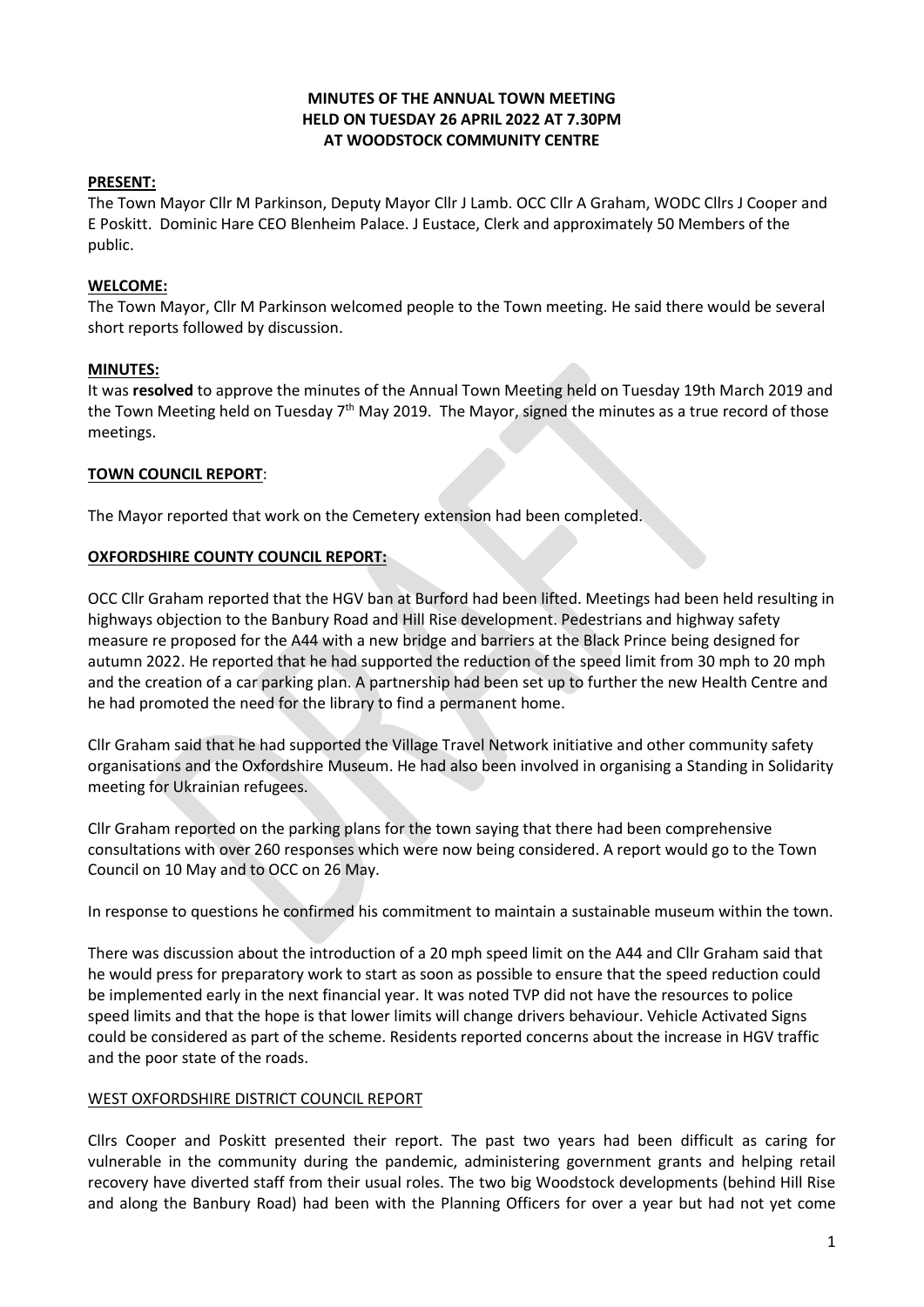**MINUTES OF THE ANNUAL TOWN MEETING HELD ON TUESDAY 26 APRIL 2022 AT 7.30PM AT WOODSTOCK COMMUNITY CENTRE**

**PRESENT:**

The Town Mayor Cllr M Parkinson, Deputy Mayor Cllr J Lamb. OCC Cllr A Graham, WODC Cllrs J Cooper and E Poskitt. Dominic Hare CEO Blenheim Palace. J Eustace, Clerk and approximately 50 Members of the public.

**WELCOME:**

The Town Mayor, Cllr M Parkinson welcomed people to the Town meeting. He said there would be several short reports followed by discussion.

**MINUTES:**

It was **resolved** to approve the minutes of the Annual Town Meeting held on Tuesday 19th March 2019 and the Town Meeting held on Tuesday 7th May 2019. The Mayor, signed the minutes as a true record of those meetings.

**TOWN COUNCIL REPORT**:

The Mayor reported that work on the Cemetery extension had been completed.

**OXFORDSHIRE COUNTY COUNCIL REPORT:**

OCC Cllr Graham reported that the HGV ban at Burford had been lifted. Meetings had been held resulting in highways objection to the Banbury Road and Hill Rise development. Pedestrians and highway safety measure re proposed for the A44 with a new bridge and barriers at the Black Prince being designed for autumn 2022. He reported that he had supported the reduction of the speed limit from 30 mph to 20 mph and the creation of a car parking plan. A partnership had been set up to further the new Health Centre and he had promoted the need for the library to find a permanent home.

Cllr Graham said that he had supported the Village Travel Network initiative and other community safety organisations and the Oxfordshire Museum. He had also been involved in organising a Standing in Solidarity meeting for Ukrainian refugees.

Cllr Graham reported on the parking plans for the town saying that there had been comprehensive consultations with over 260 responses which were now being considered. A report would go to the Town Council on 10 May and to OCC on 26 May.

In response to questions he confirmed his commitment to maintain a sustainable museum within the town.

There was discussion about the introduction of a 20 mph speed limit on the A44 and Cllr Graham said that he would press for preparatory work to start as soon as possible to ensure that the speed reduction could be implemented early in the next financial year. It was noted TVP did not have the resources to police speed limits and that the hope is that lower limits will change drivers behaviour. Vehicle Activated Signs could be considered as part of the scheme. Residents reported concerns about the increase in HGV traffic and the poor state of the roads.

WEST OXFORDSHIRE DISTRICT COUNCIL REPORT

Cllrs Cooper and Poskitt presented their report. The past two years had been difficult as caring for vulnerable in the community during the pandemic, administering government grants and helping retail recovery have diverted staff from their usual roles. The two big Woodstock developments (behind Hill Rise and along the Banbury Road) had been with the Planning Officers for over a year but had not yet come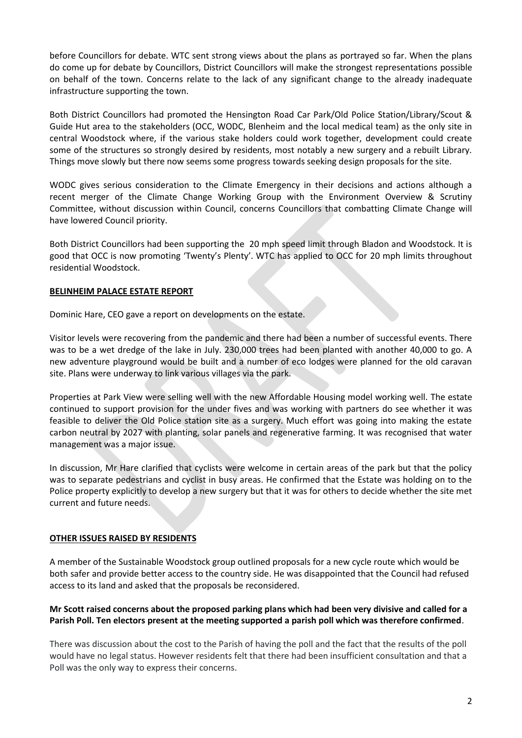before Councillors for debate. WTC sent strong views about the plans as portrayed so far. When the plans do come up for debate by Councillors, District Councillors will make the strongest representations possible on behalf of the town. Concerns relate to the lack of any significant change to the already inadequate infrastructure supporting the town.

Both District Councillors had promoted the Hensington Road Car Park/Old Police Station/Library/Scout & Guide Hut area to the stakeholders (OCC, WODC, Blenheim and the local medical team) as the only site in central Woodstock where, if the various stake holders could work together, development could create some of the structures so strongly desired by residents, most notably a new surgery and a rebuilt Library. Things move slowly but there now seems some progress towards seeking design proposals for the site.

WODC gives serious consideration to the Climate Emergency in their decisions and actions although a recent merger of the Climate Change Working Group with the Environment Overview & Scrutiny Committee, without discussion within Council, concerns Councillors that combatting Climate Change will have lowered Council priority.

Both District Councillors had been supporting the 20 mph speed limit through Bladon and Woodstock. It is good that OCC is now promoting 'Twenty's Plenty'. WTC has applied to OCC for 20 mph limits throughout residential Woodstock.

**BELINHEIM PALACE ESTATE REPORT**

Dominic Hare, CEO gave a report on developments on the estate.

Visitor levels were recovering from the pandemic and there had been a number of successful events. There was to be a wet dredge of the lake in July. 230,000 trees had been planted with another 40,000 to go. A new adventure playground would be built and a number of eco lodges were planned for the old caravan site. Plans were underway to link various villages via the park.

Properties at Park View were selling well with the new Affordable Housing model working well. The estate continued to support provision for the under fives and was working with partners do see whether it was feasible to deliver the Old Police station site as a surgery. Much effort was going into making the estate carbon neutral by 2027 with planting, solar panels and regenerative farming. It was recognised that water management was a major issue.

In discussion, Mr Hare clarified that cyclists were welcome in certain areas of the park but that the policy was to separate pedestrians and cyclist in busy areas. He confirmed that the Estate was holding on to the Police property explicitly to develop a new surgery but that it was for others to decide whether the site met current and future needs.

**OTHER ISSUES RAISED BY RESIDENTS**

A member of the Sustainable Woodstock group outlined proposals for a new cycle route which would be both safer and provide better access to the country side. He was disappointed that the Council had refused access to its land and asked that the proposals be reconsidered.

**Mr Scott raised concerns about the proposed parking plans which had been very divisive and called for a Parish Poll. Ten electors present at the meeting supported a parish poll which was therefore confirmed**.

There was discussion about the cost to the Parish of having the poll and the fact that the results of the poll would have no legal status. However residents felt that there had been insufficient consultation and that a Poll was the only way to express their concerns.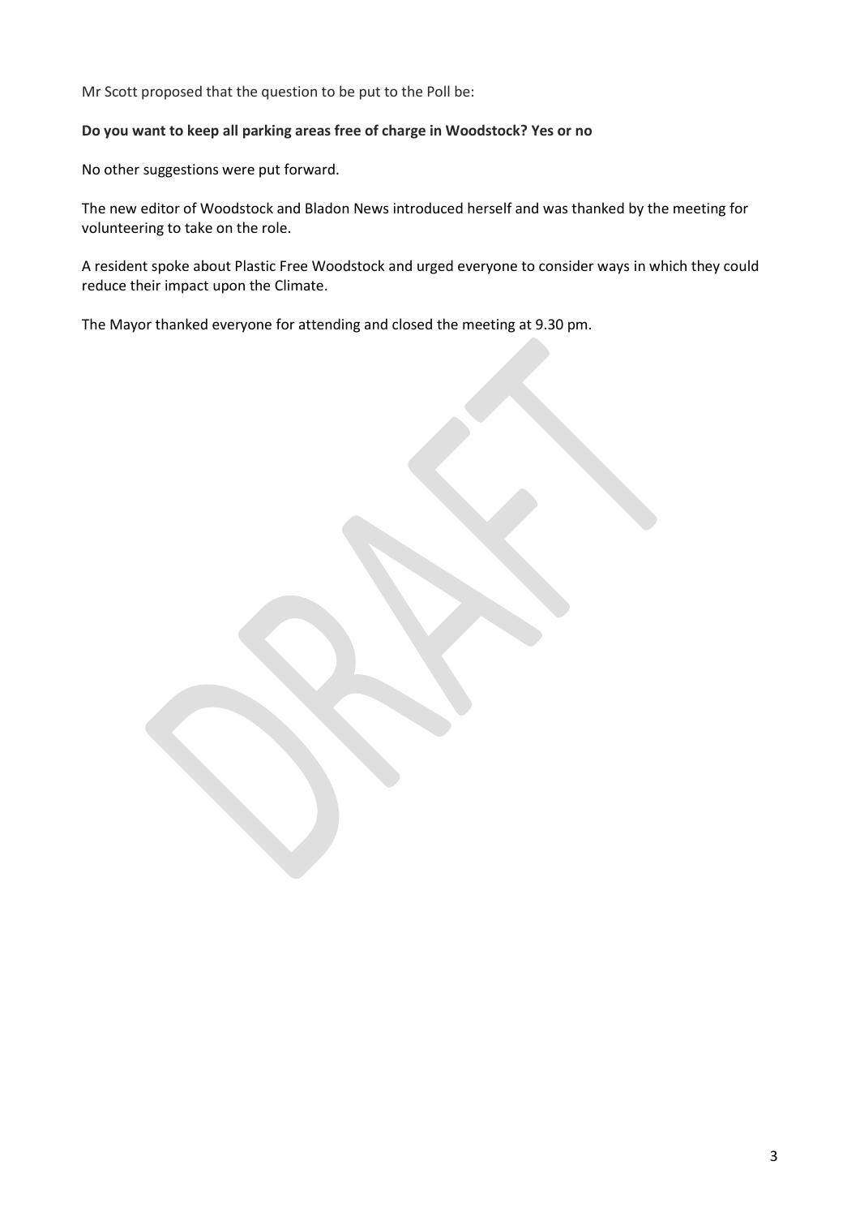Mr Scott proposed that the question to be put to the Poll be:

**Do you want to keep all parking areas free of charge in Woodstock? Yes or no**

No other suggestions were put forward.

The new editor of Woodstock and Bladon News introduced herself and was thanked by the meeting for volunteering to take on the role.

A resident spoke about Plastic Free Woodstock and urged everyone to consider ways in which they could reduce their impact upon the Climate.

The Mayor thanked everyone for attending and closed the meeting at 9.30 pm.